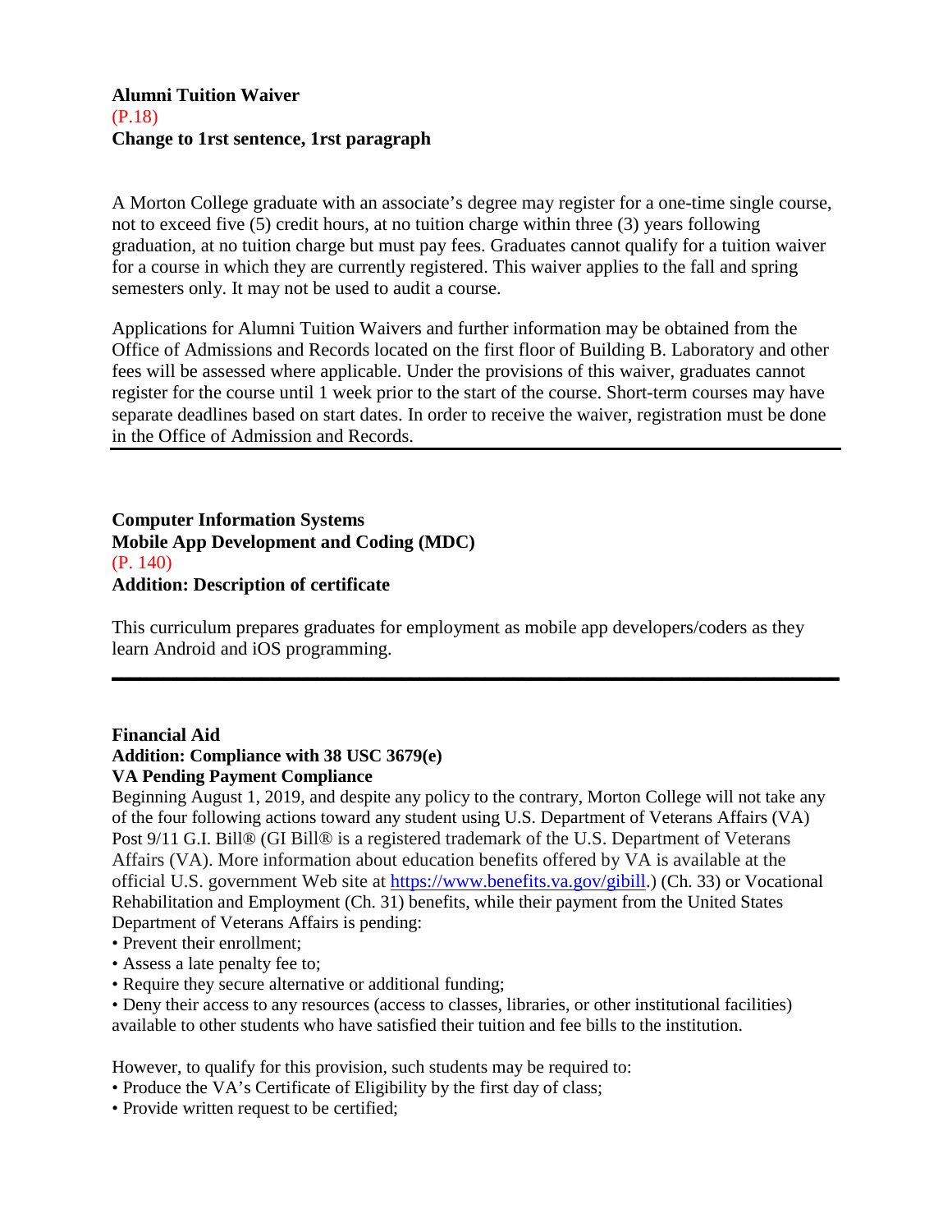**Alumni Tuition Waiver**
(P.18)
**Change to 1rst sentence, 1rst paragraph**

A Morton College graduate with an associate's degree may register for a one-time single course, not to exceed five (5) credit hours, at no tuition charge within three (3) years following graduation, at no tuition charge but must pay fees. Graduates cannot qualify for a tuition waiver for a course in which they are currently registered. This waiver applies to the fall and spring semesters only. It may not be used to audit a course.

Applications for Alumni Tuition Waivers and further information may be obtained from the Office of Admissions and Records located on the first floor of Building B. Laboratory and other fees will be assessed where applicable. Under the provisions of this waiver, graduates cannot register for the course until 1 week prior to the start of the course. Short-term courses may have separate deadlines based on start dates. In order to receive the waiver, registration must be done in the Office of Admission and Records.

---

**Computer Information Systems**
**Mobile App Development and Coding (MDC)**
(P. 140)
**Addition: Description of certificate**

This curriculum prepares graduates for employment as mobile app developers/coders as they learn Android and iOS programming.

---

**Financial Aid**
**Addition: Compliance with 38 USC 3679(e)**
**VA Pending Payment Compliance**
Beginning August 1, 2019, and despite any policy to the contrary, Morton College will not take any of the four following actions toward any student using U.S. Department of Veterans Affairs (VA) Post 9/11 G.I. Bill® (GI Bill® is a registered trademark of the U.S. Department of Veterans Affairs (VA). More information about education benefits offered by VA is available at the official U.S. government Web site at https://www.benefits.va.gov/gibill.) (Ch. 33) or Vocational Rehabilitation and Employment (Ch. 31) benefits, while their payment from the United States Department of Veterans Affairs is pending:

- Prevent their enrollment;
- Assess a late penalty fee to;
- Require they secure alternative or additional funding;
- Deny their access to any resources (access to classes, libraries, or other institutional facilities) available to other students who have satisfied their tuition and fee bills to the institution.

However, to qualify for this provision, such students may be required to:

- Produce the VA's Certificate of Eligibility by the first day of class;
- Provide written request to be certified;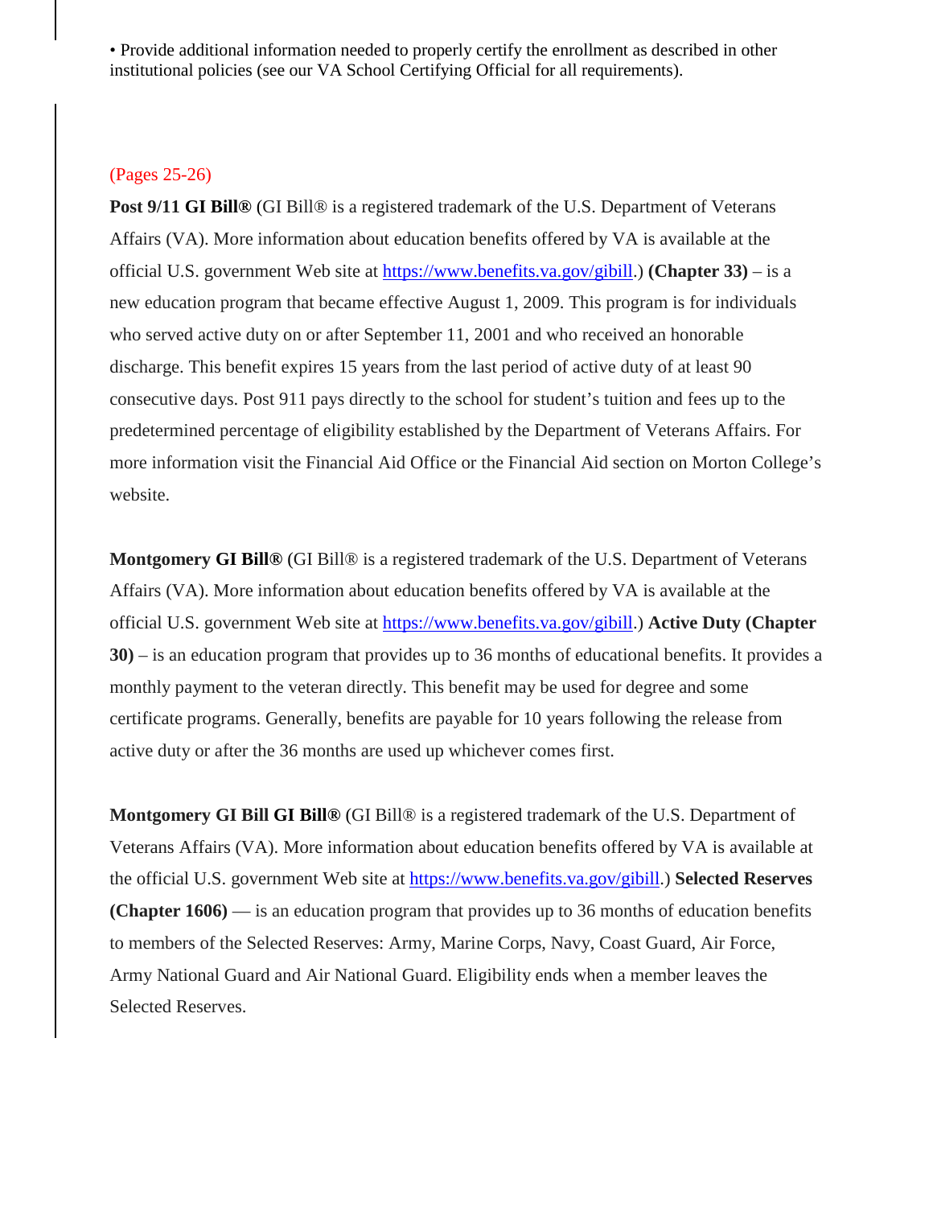• Provide additional information needed to properly certify the enrollment as described in other institutional policies (see our VA School Certifying Official for all requirements).

(Pages 25-26)

**Post 9/11 GI Bill®** (GI Bill® is a registered trademark of the U.S. Department of Veterans Affairs (VA). More information about education benefits offered by VA is available at the official U.S. government Web site at https://www.benefits.va.gov/gibill.) **(Chapter 33)** – is a new education program that became effective August 1, 2009. This program is for individuals who served active duty on or after September 11, 2001 and who received an honorable discharge. This benefit expires 15 years from the last period of active duty of at least 90 consecutive days. Post 911 pays directly to the school for student's tuition and fees up to the predetermined percentage of eligibility established by the Department of Veterans Affairs. For more information visit the Financial Aid Office or the Financial Aid section on Morton College's website.

**Montgomery GI Bill®** (GI Bill® is a registered trademark of the U.S. Department of Veterans Affairs (VA). More information about education benefits offered by VA is available at the official U.S. government Web site at https://www.benefits.va.gov/gibill.) **Active Duty (Chapter 30)** – is an education program that provides up to 36 months of educational benefits. It provides a monthly payment to the veteran directly. This benefit may be used for degree and some certificate programs. Generally, benefits are payable for 10 years following the release from active duty or after the 36 months are used up whichever comes first.

**Montgomery GI Bill GI Bill®** (GI Bill® is a registered trademark of the U.S. Department of Veterans Affairs (VA). More information about education benefits offered by VA is available at the official U.S. government Web site at https://www.benefits.va.gov/gibill.) **Selected Reserves (Chapter 1606)** — is an education program that provides up to 36 months of education benefits to members of the Selected Reserves: Army, Marine Corps, Navy, Coast Guard, Air Force, Army National Guard and Air National Guard. Eligibility ends when a member leaves the Selected Reserves.